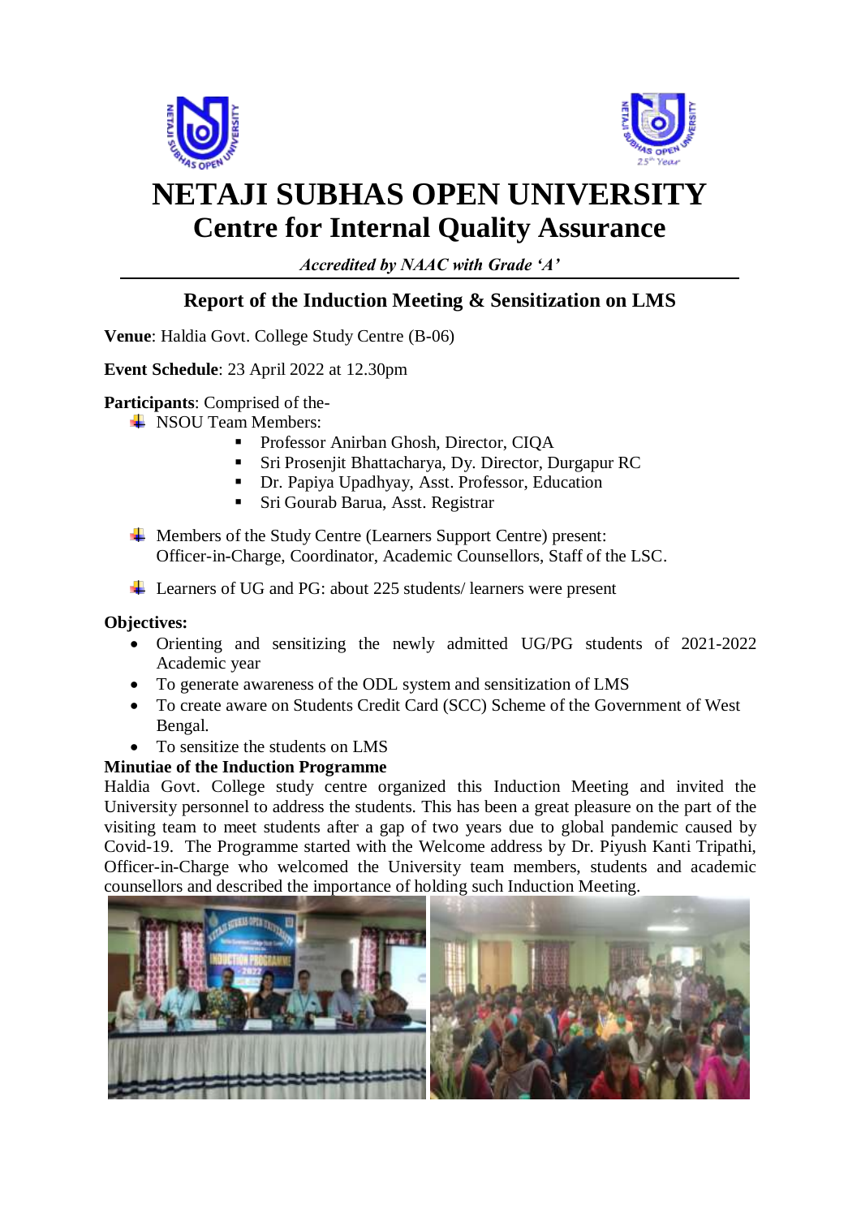# NETAJI SUBHAS OPEN UNIVERSITY
## Centre for Internal Quality Assurance

*Accredited by NAAC with Grade 'A'*

---

### Report of the Induction Meeting & Sensitization on LMS

**Venue**: Haldia Govt. College Study Centre (B-06)

**Event Schedule**: 23 April 2022 at 12.30pm

**Participants**: Comprised of the-

- NSOU Team Members:
  - Professor Anirban Ghosh, Director, CIQA
  - Sri Prosenjit Bhattacharya, Dy. Director, Durgapur RC
  - Dr. Papiya Upadhyay, Asst. Professor, Education
  - Sri Gourab Barua, Asst. Registrar
- Members of the Study Centre (Learners Support Centre) present: Officer-in-Charge, Coordinator, Academic Counsellors, Staff of the LSC.
- Learners of UG and PG: about 225 students/ learners were present

**Objectives:**

- Orienting and sensitizing the newly admitted UG/PG students of 2021-2022 Academic year
- To generate awareness of the ODL system and sensitization of LMS
- To create aware on Students Credit Card (SCC) Scheme of the Government of West Bengal.
- To sensitize the students on LMS

**Minutiae of the Induction Programme**

Haldia Govt. College study centre organized this Induction Meeting and invited the University personnel to address the students. This has been a great pleasure on the part of the visiting team to meet students after a gap of two years due to global pandemic caused by Covid-19. The Programme started with the Welcome address by Dr. Piyush Kanti Tripathi, Officer-in-Charge who welcomed the University team members, students and academic counsellors and described the importance of holding such Induction Meeting.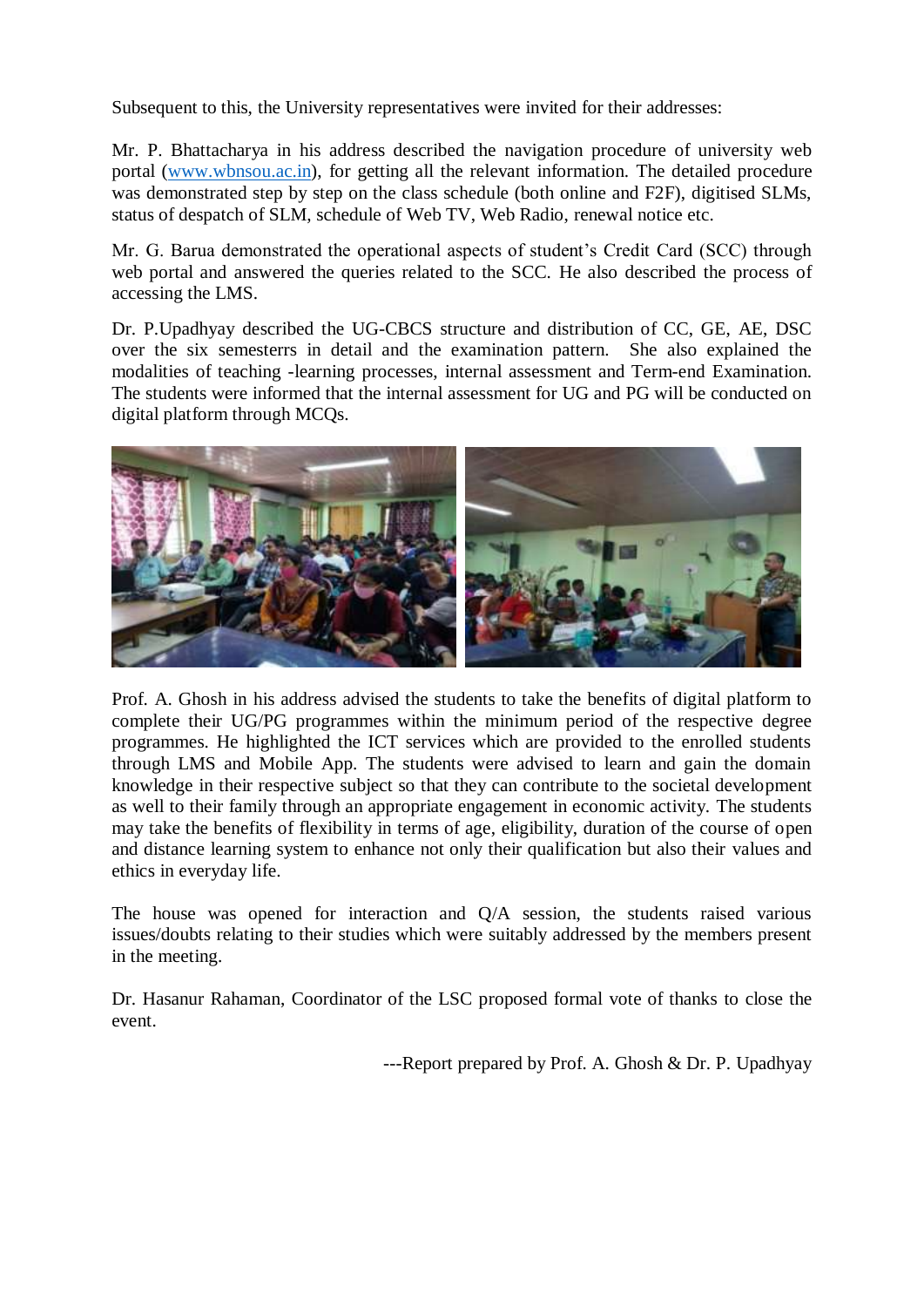Subsequent to this, the University representatives were invited for their addresses:

Mr. P. Bhattacharya in his address described the navigation procedure of university web portal ([www.wbnsou.ac.in](http://www.wbnsou.ac.in)), for getting all the relevant information. The detailed procedure was demonstrated step by step on the class schedule (both online and F2F), digitised SLMs, status of despatch of SLM, schedule of Web TV, Web Radio, renewal notice etc.

Mr. G. Barua demonstrated the operational aspects of student's Credit Card (SCC) through web portal and answered the queries related to the SCC. He also described the process of accessing the LMS.

Dr. P.Upadhyay described the UG-CBCS structure and distribution of CC, GE, AE, DSC over the six semesterrs in detail and the examination pattern. She also explained the modalities of teaching -learning processes, internal assessment and Term-end Examination. The students were informed that the internal assessment for UG and PG will be conducted on digital platform through MCQs.

Prof. A. Ghosh in his address advised the students to take the benefits of digital platform to complete their UG/PG programmes within the minimum period of the respective degree programmes. He highlighted the ICT services which are provided to the enrolled students through LMS and Mobile App. The students were advised to learn and gain the domain knowledge in their respective subject so that they can contribute to the societal development as well to their family through an appropriate engagement in economic activity. The students may take the benefits of flexibility in terms of age, eligibility, duration of the course of open and distance learning system to enhance not only their qualification but also their values and ethics in everyday life.

The house was opened for interaction and Q/A session, the students raised various issues/doubts relating to their studies which were suitably addressed by the members present in the meeting.

Dr. Hasanur Rahaman, Coordinator of the LSC proposed formal vote of thanks to close the event.

---Report prepared by Prof. A. Ghosh & Dr. P. Upadhyay